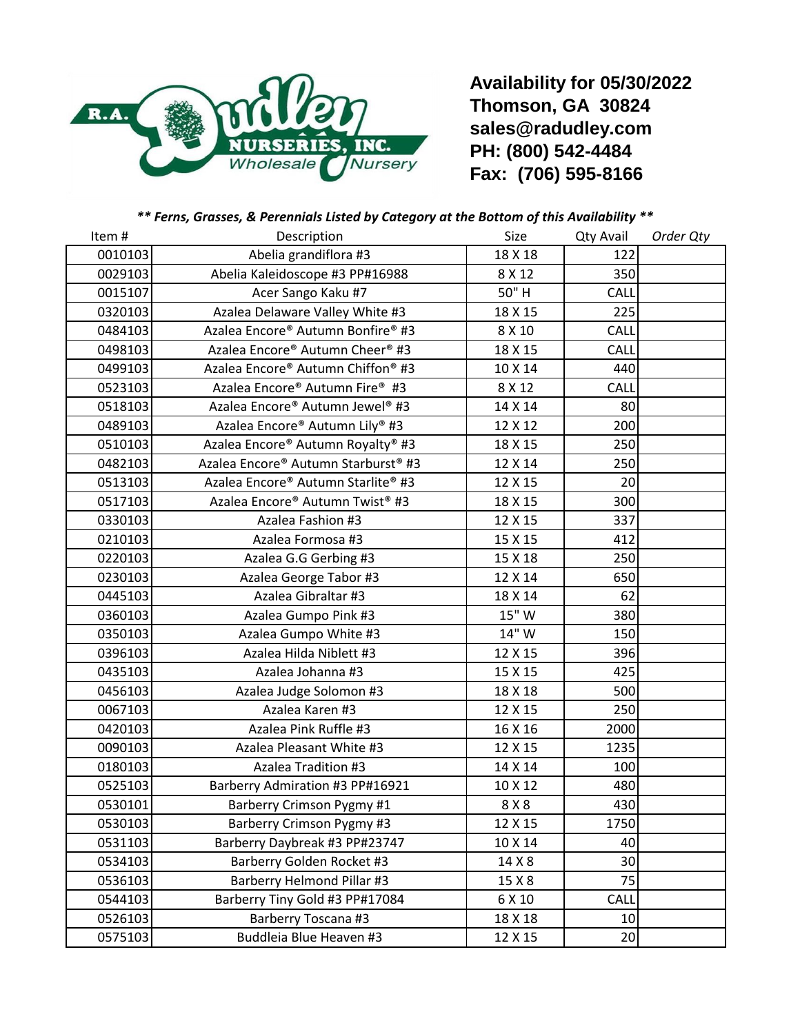**Availability for 05/30/2022**
**Thomson, GA 30824**
**sales@radudley.com**
**PH: (800) 542-4484**
**Fax: (706) 595-8166**

***\*\* Ferns, Grasses, & Perennials Listed by Category at the Bottom of this Availability \*\****

| Item # | Description | Size | Qty Avail | *Order Qty* |
|---|---|---|---|---|
| 0010103 | Abelia grandiflora #3 | 18 X 18 | 122 | |
| 0029103 | Abelia Kaleidoscope #3 PP#16988 | 8 X 12 | 350 | |
| 0015107 | Acer Sango Kaku #7 | 50" H | CALL | |
| 0320103 | Azalea Delaware Valley White #3 | 18 X 15 | 225 | |
| 0484103 | Azalea Encore® Autumn Bonfire® #3 | 8 X 10 | CALL | |
| 0498103 | Azalea Encore® Autumn Cheer® #3 | 18 X 15 | CALL | |
| 0499103 | Azalea Encore® Autumn Chiffon® #3 | 10 X 14 | 440 | |
| 0523103 | Azalea Encore® Autumn Fire® #3 | 8 X 12 | CALL | |
| 0518103 | Azalea Encore® Autumn Jewel® #3 | 14 X 14 | 80 | |
| 0489103 | Azalea Encore® Autumn Lily® #3 | 12 X 12 | 200 | |
| 0510103 | Azalea Encore® Autumn Royalty® #3 | 18 X 15 | 250 | |
| 0482103 | Azalea Encore® Autumn Starburst® #3 | 12 X 14 | 250 | |
| 0513103 | Azalea Encore® Autumn Starlite® #3 | 12 X 15 | 20 | |
| 0517103 | Azalea Encore® Autumn Twist® #3 | 18 X 15 | 300 | |
| 0330103 | Azalea Fashion #3 | 12 X 15 | 337 | |
| 0210103 | Azalea Formosa #3 | 15 X 15 | 412 | |
| 0220103 | Azalea G.G Gerbing #3 | 15 X 18 | 250 | |
| 0230103 | Azalea George Tabor #3 | 12 X 14 | 650 | |
| 0445103 | Azalea Gibraltar #3 | 18 X 14 | 62 | |
| 0360103 | Azalea Gumpo Pink #3 | 15" W | 380 | |
| 0350103 | Azalea Gumpo White #3 | 14" W | 150 | |
| 0396103 | Azalea Hilda Niblett #3 | 12 X 15 | 396 | |
| 0435103 | Azalea Johanna #3 | 15 X 15 | 425 | |
| 0456103 | Azalea Judge Solomon #3 | 18 X 18 | 500 | |
| 0067103 | Azalea Karen #3 | 12 X 15 | 250 | |
| 0420103 | Azalea Pink Ruffle #3 | 16 X 16 | 2000 | |
| 0090103 | Azalea Pleasant White #3 | 12 X 15 | 1235 | |
| 0180103 | Azalea Tradition #3 | 14 X 14 | 100 | |
| 0525103 | Barberry Admiration #3 PP#16921 | 10 X 12 | 480 | |
| 0530101 | Barberry Crimson Pygmy #1 | 8 X 8 | 430 | |
| 0530103 | Barberry Crimson Pygmy #3 | 12 X 15 | 1750 | |
| 0531103 | Barberry Daybreak #3 PP#23747 | 10 X 14 | 40 | |
| 0534103 | Barberry Golden Rocket #3 | 14 X 8 | 30 | |
| 0536103 | Barberry Helmond Pillar #3 | 15 X 8 | 75 | |
| 0544103 | Barberry Tiny Gold #3 PP#17084 | 6 X 10 | CALL | |
| 0526103 | Barberry Toscana #3 | 18 X 18 | 10 | |
| 0575103 | Buddleia Blue Heaven #3 | 12 X 15 | 20 | |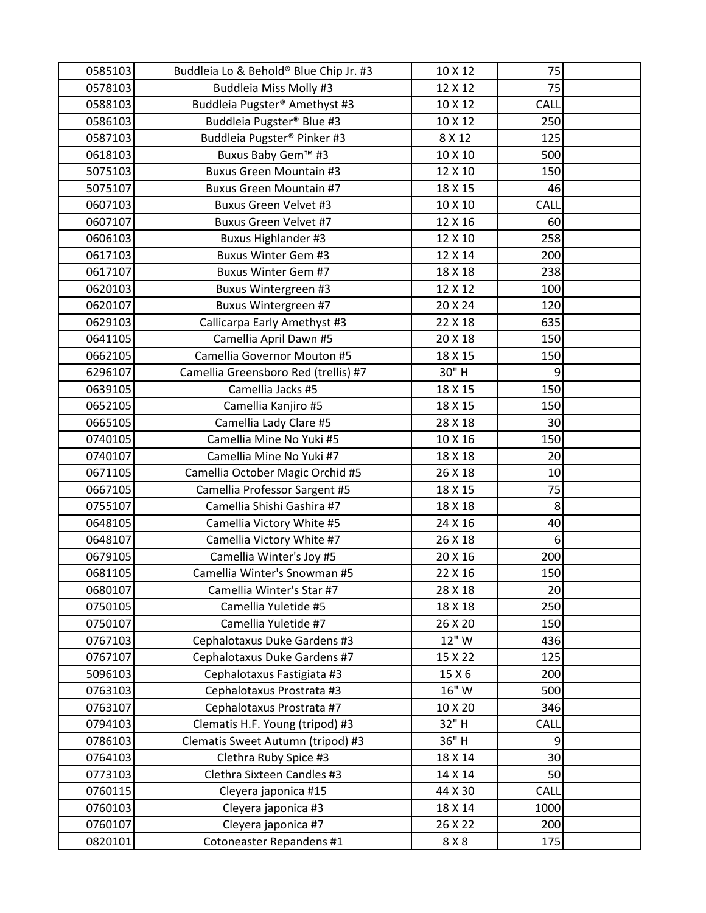| | | | | |
|---|---|---|---|---|
| 0585103 | Buddleia Lo & Behold® Blue Chip Jr. #3 | 10 X 12 | 75 | |
| 0578103 | Buddleia Miss Molly #3 | 12 X 12 | 75 | |
| 0588103 | Buddleia Pugster® Amethyst #3 | 10 X 12 | CALL | |
| 0586103 | Buddleia Pugster® Blue #3 | 10 X 12 | 250 | |
| 0587103 | Buddleia Pugster® Pinker #3 | 8 X 12 | 125 | |
| 0618103 | Buxus Baby Gem™ #3 | 10 X 10 | 500 | |
| 5075103 | Buxus Green Mountain #3 | 12 X 10 | 150 | |
| 5075107 | Buxus Green Mountain #7 | 18 X 15 | 46 | |
| 0607103 | Buxus Green Velvet #3 | 10 X 10 | CALL | |
| 0607107 | Buxus Green Velvet #7 | 12 X 16 | 60 | |
| 0606103 | Buxus Highlander #3 | 12 X 10 | 258 | |
| 0617103 | Buxus Winter Gem #3 | 12 X 14 | 200 | |
| 0617107 | Buxus Winter Gem #7 | 18 X 18 | 238 | |
| 0620103 | Buxus Wintergreen #3 | 12 X 12 | 100 | |
| 0620107 | Buxus Wintergreen #7 | 20 X 24 | 120 | |
| 0629103 | Callicarpa Early Amethyst #3 | 22 X 18 | 635 | |
| 0641105 | Camellia April Dawn #5 | 20 X 18 | 150 | |
| 0662105 | Camellia Governor Mouton #5 | 18 X 15 | 150 | |
| 6296107 | Camellia Greensboro Red (trellis) #7 | 30" H | 9 | |
| 0639105 | Camellia Jacks #5 | 18 X 15 | 150 | |
| 0652105 | Camellia Kanjiro #5 | 18 X 15 | 150 | |
| 0665105 | Camellia Lady Clare #5 | 28 X 18 | 30 | |
| 0740105 | Camellia Mine No Yuki #5 | 10 X 16 | 150 | |
| 0740107 | Camellia Mine No Yuki #7 | 18 X 18 | 20 | |
| 0671105 | Camellia October Magic Orchid #5 | 26 X 18 | 10 | |
| 0667105 | Camellia Professor Sargent #5 | 18 X 15 | 75 | |
| 0755107 | Camellia Shishi Gashira #7 | 18 X 18 | 8 | |
| 0648105 | Camellia Victory White #5 | 24 X 16 | 40 | |
| 0648107 | Camellia Victory White #7 | 26 X 18 | 6 | |
| 0679105 | Camellia Winter's Joy #5 | 20 X 16 | 200 | |
| 0681105 | Camellia Winter's Snowman #5 | 22 X 16 | 150 | |
| 0680107 | Camellia Winter's Star #7 | 28 X 18 | 20 | |
| 0750105 | Camellia Yuletide #5 | 18 X 18 | 250 | |
| 0750107 | Camellia Yuletide #7 | 26 X 20 | 150 | |
| 0767103 | Cephalotaxus Duke Gardens #3 | 12" W | 436 | |
| 0767107 | Cephalotaxus Duke Gardens #7 | 15 X 22 | 125 | |
| 5096103 | Cephalotaxus Fastigiata #3 | 15 X 6 | 200 | |
| 0763103 | Cephalotaxus Prostrata #3 | 16" W | 500 | |
| 0763107 | Cephalotaxus Prostrata #7 | 10 X 20 | 346 | |
| 0794103 | Clematis H.F. Young (tripod) #3 | 32" H | CALL | |
| 0786103 | Clematis Sweet Autumn (tripod) #3 | 36" H | 9 | |
| 0764103 | Clethra Ruby Spice #3 | 18 X 14 | 30 | |
| 0773103 | Clethra Sixteen Candles #3 | 14 X 14 | 50 | |
| 0760115 | Cleyera japonica #15 | 44 X 30 | CALL | |
| 0760103 | Cleyera japonica #3 | 18 X 14 | 1000 | |
| 0760107 | Cleyera japonica #7 | 26 X 22 | 200 | |
| 0820101 | Cotoneaster Repandens #1 | 8 X 8 | 175 | |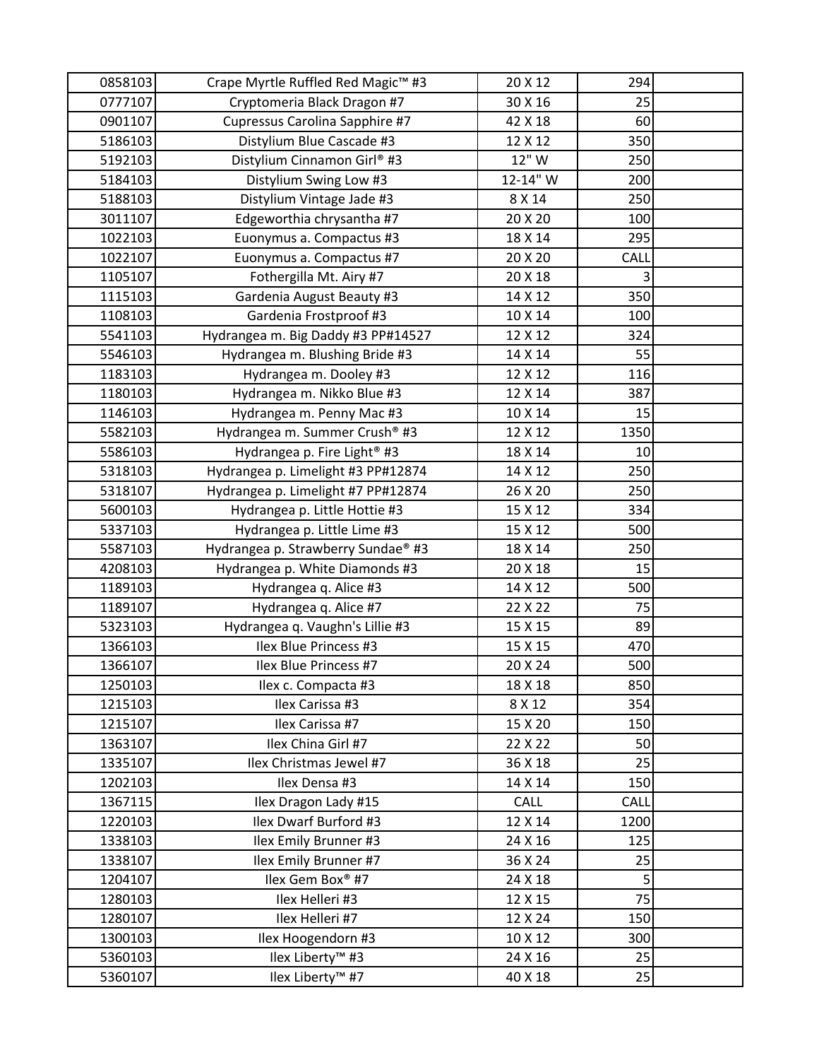| | | | | |
|---|---|---|---|---|
| 0858103 | Crape Myrtle Ruffled Red Magic™ #3 | 20 X 12 | 294 | |
| 0777107 | Cryptomeria Black Dragon #7 | 30 X 16 | 25 | |
| 0901107 | Cupressus Carolina Sapphire #7 | 42 X 18 | 60 | |
| 5186103 | Distylium Blue Cascade #3 | 12 X 12 | 350 | |
| 5192103 | Distylium Cinnamon Girl® #3 | 12" W | 250 | |
| 5184103 | Distylium Swing Low #3 | 12-14" W | 200 | |
| 5188103 | Distylium Vintage Jade #3 | 8 X 14 | 250 | |
| 3011107 | Edgeworthia chrysantha #7 | 20 X 20 | 100 | |
| 1022103 | Euonymus a. Compactus #3 | 18 X 14 | 295 | |
| 1022107 | Euonymus a. Compactus #7 | 20 X 20 | CALL | |
| 1105107 | Fothergilla Mt. Airy #7 | 20 X 18 | 3 | |
| 1115103 | Gardenia August Beauty #3 | 14 X 12 | 350 | |
| 1108103 | Gardenia Frostproof #3 | 10 X 14 | 100 | |
| 5541103 | Hydrangea m. Big Daddy #3 PP#14527 | 12 X 12 | 324 | |
| 5546103 | Hydrangea m. Blushing Bride #3 | 14 X 14 | 55 | |
| 1183103 | Hydrangea m. Dooley #3 | 12 X 12 | 116 | |
| 1180103 | Hydrangea m. Nikko Blue #3 | 12 X 14 | 387 | |
| 1146103 | Hydrangea m. Penny Mac #3 | 10 X 14 | 15 | |
| 5582103 | Hydrangea m. Summer Crush® #3 | 12 X 12 | 1350 | |
| 5586103 | Hydrangea p. Fire Light® #3 | 18 X 14 | 10 | |
| 5318103 | Hydrangea p. Limelight #3 PP#12874 | 14 X 12 | 250 | |
| 5318107 | Hydrangea p. Limelight #7 PP#12874 | 26 X 20 | 250 | |
| 5600103 | Hydrangea p. Little Hottie #3 | 15 X 12 | 334 | |
| 5337103 | Hydrangea p. Little Lime #3 | 15 X 12 | 500 | |
| 5587103 | Hydrangea p. Strawberry Sundae® #3 | 18 X 14 | 250 | |
| 4208103 | Hydrangea p. White Diamonds #3 | 20 X 18 | 15 | |
| 1189103 | Hydrangea q. Alice #3 | 14 X 12 | 500 | |
| 1189107 | Hydrangea q. Alice #7 | 22 X 22 | 75 | |
| 5323103 | Hydrangea q. Vaughn's Lillie #3 | 15 X 15 | 89 | |
| 1366103 | Ilex Blue Princess #3 | 15 X 15 | 470 | |
| 1366107 | Ilex Blue Princess #7 | 20 X 24 | 500 | |
| 1250103 | Ilex c. Compacta #3 | 18 X 18 | 850 | |
| 1215103 | Ilex Carissa #3 | 8 X 12 | 354 | |
| 1215107 | Ilex Carissa #7 | 15 X 20 | 150 | |
| 1363107 | Ilex China Girl #7 | 22 X 22 | 50 | |
| 1335107 | Ilex Christmas Jewel #7 | 36 X 18 | 25 | |
| 1202103 | Ilex Densa #3 | 14 X 14 | 150 | |
| 1367115 | Ilex Dragon Lady #15 | CALL | CALL | |
| 1220103 | Ilex Dwarf Burford #3 | 12 X 14 | 1200 | |
| 1338103 | Ilex Emily Brunner #3 | 24 X 16 | 125 | |
| 1338107 | Ilex Emily Brunner #7 | 36 X 24 | 25 | |
| 1204107 | Ilex Gem Box® #7 | 24 X 18 | 5 | |
| 1280103 | Ilex Helleri #3 | 12 X 15 | 75 | |
| 1280107 | Ilex Helleri #7 | 12 X 24 | 150 | |
| 1300103 | Ilex Hoogendorn #3 | 10 X 12 | 300 | |
| 5360103 | Ilex Liberty™ #3 | 24 X 16 | 25 | |
| 5360107 | Ilex Liberty™ #7 | 40 X 18 | 25 | |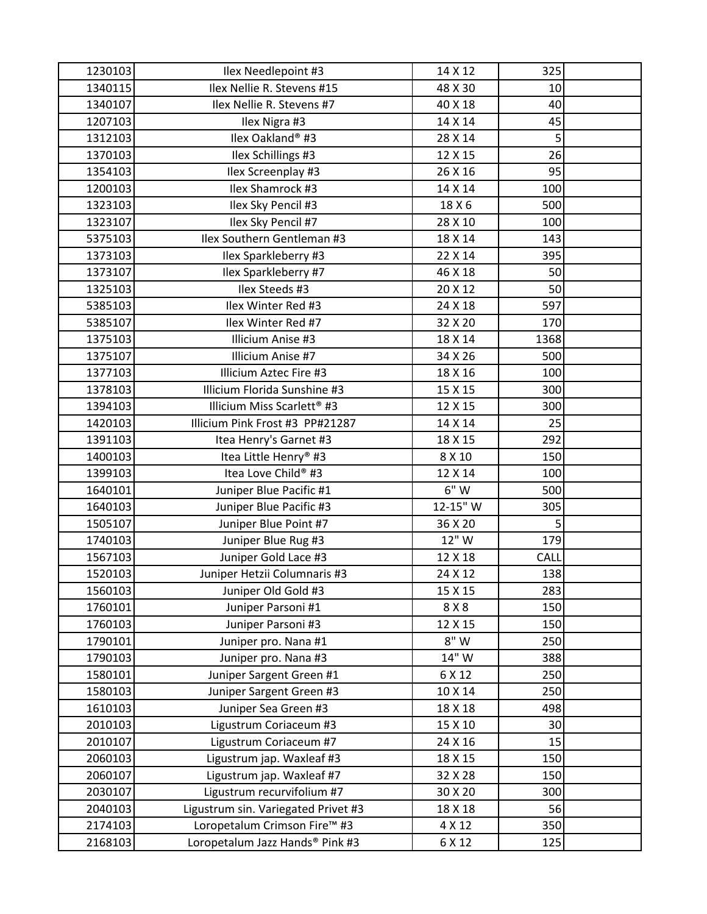| | | | | |
|---|---|---|---|---|
| 1230103 | Ilex Needlepoint #3 | 14 X 12 | 325 | |
| 1340115 | Ilex Nellie R. Stevens #15 | 48 X 30 | 10 | |
| 1340107 | Ilex Nellie R. Stevens #7 | 40 X 18 | 40 | |
| 1207103 | Ilex Nigra #3 | 14 X 14 | 45 | |
| 1312103 | Ilex Oakland® #3 | 28 X 14 | 5 | |
| 1370103 | Ilex Schillings #3 | 12 X 15 | 26 | |
| 1354103 | Ilex Screenplay #3 | 26 X 16 | 95 | |
| 1200103 | Ilex Shamrock #3 | 14 X 14 | 100 | |
| 1323103 | Ilex Sky Pencil #3 | 18 X 6 | 500 | |
| 1323107 | Ilex Sky Pencil #7 | 28 X 10 | 100 | |
| 5375103 | Ilex Southern Gentleman #3 | 18 X 14 | 143 | |
| 1373103 | Ilex Sparkleberry #3 | 22 X 14 | 395 | |
| 1373107 | Ilex Sparkleberry #7 | 46 X 18 | 50 | |
| 1325103 | Ilex Steeds #3 | 20 X 12 | 50 | |
| 5385103 | Ilex Winter Red #3 | 24 X 18 | 597 | |
| 5385107 | Ilex Winter Red #7 | 32 X 20 | 170 | |
| 1375103 | Illicium Anise #3 | 18 X 14 | 1368 | |
| 1375107 | Illicium Anise #7 | 34 X 26 | 500 | |
| 1377103 | Illicium Aztec Fire #3 | 18 X 16 | 100 | |
| 1378103 | Illicium Florida Sunshine #3 | 15 X 15 | 300 | |
| 1394103 | Illicium Miss Scarlett® #3 | 12 X 15 | 300 | |
| 1420103 | Illicium Pink Frost #3 PP#21287 | 14 X 14 | 25 | |
| 1391103 | Itea Henry's Garnet #3 | 18 X 15 | 292 | |
| 1400103 | Itea Little Henry® #3 | 8 X 10 | 150 | |
| 1399103 | Itea Love Child® #3 | 12 X 14 | 100 | |
| 1640101 | Juniper Blue Pacific #1 | 6" W | 500 | |
| 1640103 | Juniper Blue Pacific #3 | 12-15" W | 305 | |
| 1505107 | Juniper Blue Point #7 | 36 X 20 | 5 | |
| 1740103 | Juniper Blue Rug #3 | 12" W | 179 | |
| 1567103 | Juniper Gold Lace #3 | 12 X 18 | CALL | |
| 1520103 | Juniper Hetzii Columnaris #3 | 24 X 12 | 138 | |
| 1560103 | Juniper Old Gold #3 | 15 X 15 | 283 | |
| 1760101 | Juniper Parsoni #1 | 8 X 8 | 150 | |
| 1760103 | Juniper Parsoni #3 | 12 X 15 | 150 | |
| 1790101 | Juniper pro. Nana #1 | 8" W | 250 | |
| 1790103 | Juniper pro. Nana #3 | 14" W | 388 | |
| 1580101 | Juniper Sargent Green #1 | 6 X 12 | 250 | |
| 1580103 | Juniper Sargent Green #3 | 10 X 14 | 250 | |
| 1610103 | Juniper Sea Green #3 | 18 X 18 | 498 | |
| 2010103 | Ligustrum Coriaceum #3 | 15 X 10 | 30 | |
| 2010107 | Ligustrum Coriaceum #7 | 24 X 16 | 15 | |
| 2060103 | Ligustrum jap. Waxleaf #3 | 18 X 15 | 150 | |
| 2060107 | Ligustrum jap. Waxleaf #7 | 32 X 28 | 150 | |
| 2030107 | Ligustrum recurvifolium #7 | 30 X 20 | 300 | |
| 2040103 | Ligustrum sin. Variegated Privet #3 | 18 X 18 | 56 | |
| 2174103 | Loropetalum Crimson Fire™ #3 | 4 X 12 | 350 | |
| 2168103 | Loropetalum Jazz Hands® Pink #3 | 6 X 12 | 125 | |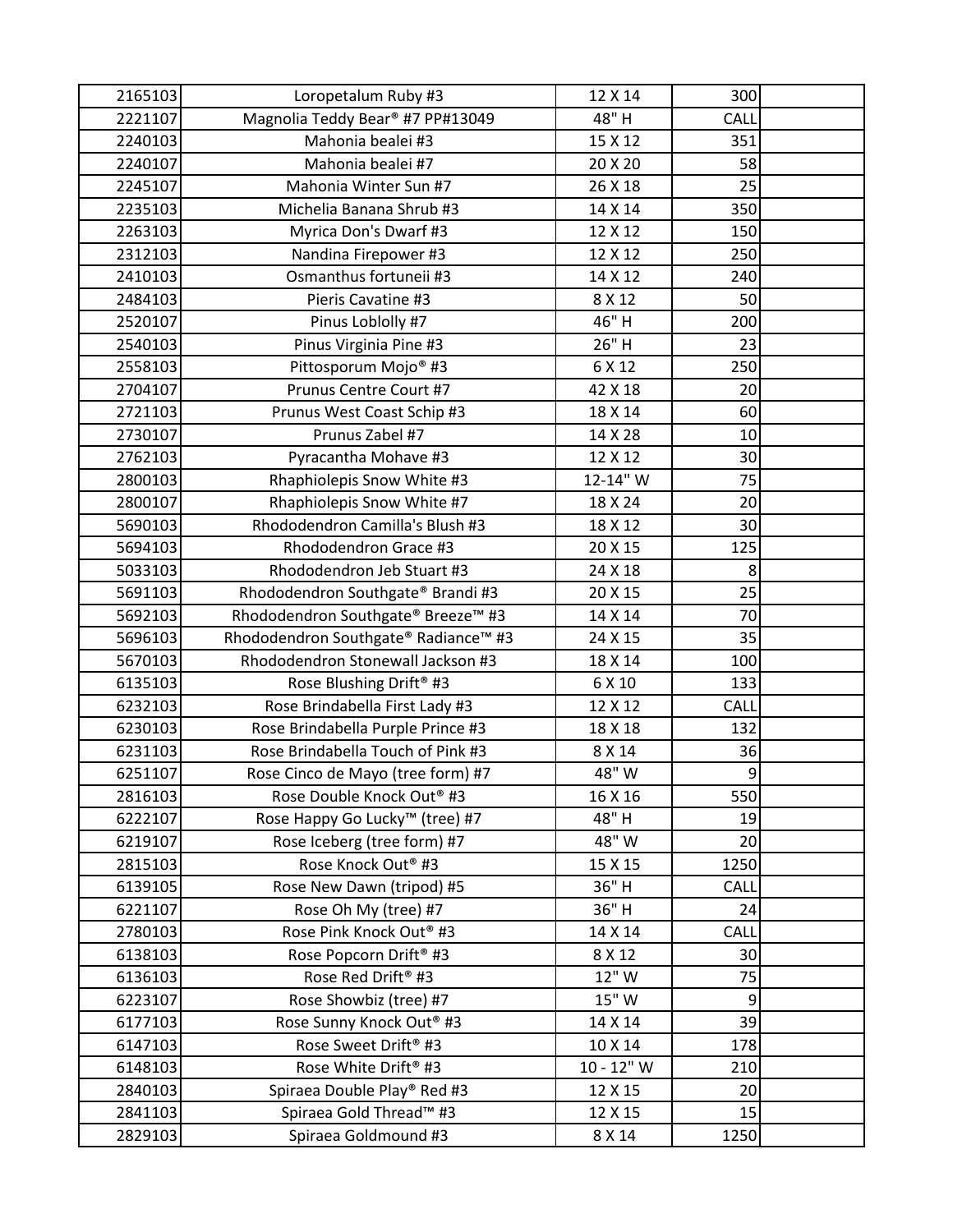| | | | | |
|---|---|---|---|---|
| 2165103 | Loropetalum Ruby #3 | 12 X 14 | 300 | |
| 2221107 | Magnolia Teddy Bear® #7 PP#13049 | 48" H | CALL | |
| 2240103 | Mahonia bealei #3 | 15 X 12 | 351 | |
| 2240107 | Mahonia bealei #7 | 20 X 20 | 58 | |
| 2245107 | Mahonia Winter Sun #7 | 26 X 18 | 25 | |
| 2235103 | Michelia Banana Shrub #3 | 14 X 14 | 350 | |
| 2263103 | Myrica Don's Dwarf #3 | 12 X 12 | 150 | |
| 2312103 | Nandina Firepower #3 | 12 X 12 | 250 | |
| 2410103 | Osmanthus fortuneii #3 | 14 X 12 | 240 | |
| 2484103 | Pieris Cavatine #3 | 8 X 12 | 50 | |
| 2520107 | Pinus Loblolly #7 | 46" H | 200 | |
| 2540103 | Pinus Virginia Pine #3 | 26" H | 23 | |
| 2558103 | Pittosporum Mojo® #3 | 6 X 12 | 250 | |
| 2704107 | Prunus Centre Court #7 | 42 X 18 | 20 | |
| 2721103 | Prunus West Coast Schip #3 | 18 X 14 | 60 | |
| 2730107 | Prunus Zabel #7 | 14 X 28 | 10 | |
| 2762103 | Pyracantha Mohave #3 | 12 X 12 | 30 | |
| 2800103 | Rhaphiolepis Snow White #3 | 12-14" W | 75 | |
| 2800107 | Rhaphiolepis Snow White #7 | 18 X 24 | 20 | |
| 5690103 | Rhododendron Camilla's Blush #3 | 18 X 12 | 30 | |
| 5694103 | Rhododendron Grace #3 | 20 X 15 | 125 | |
| 5033103 | Rhododendron Jeb Stuart #3 | 24 X 18 | 8 | |
| 5691103 | Rhododendron Southgate® Brandi #3 | 20 X 15 | 25 | |
| 5692103 | Rhododendron Southgate® Breeze™ #3 | 14 X 14 | 70 | |
| 5696103 | Rhododendron Southgate® Radiance™ #3 | 24 X 15 | 35 | |
| 5670103 | Rhododendron Stonewall Jackson #3 | 18 X 14 | 100 | |
| 6135103 | Rose Blushing Drift® #3 | 6 X 10 | 133 | |
| 6232103 | Rose Brindabella First Lady #3 | 12 X 12 | CALL | |
| 6230103 | Rose Brindabella Purple Prince #3 | 18 X 18 | 132 | |
| 6231103 | Rose Brindabella Touch of Pink #3 | 8 X 14 | 36 | |
| 6251107 | Rose Cinco de Mayo (tree form) #7 | 48" W | 9 | |
| 2816103 | Rose Double Knock Out® #3 | 16 X 16 | 550 | |
| 6222107 | Rose Happy Go Lucky™ (tree) #7 | 48" H | 19 | |
| 6219107 | Rose Iceberg (tree form) #7 | 48" W | 20 | |
| 2815103 | Rose Knock Out® #3 | 15 X 15 | 1250 | |
| 6139105 | Rose New Dawn (tripod) #5 | 36" H | CALL | |
| 6221107 | Rose Oh My (tree) #7 | 36" H | 24 | |
| 2780103 | Rose Pink Knock Out® #3 | 14 X 14 | CALL | |
| 6138103 | Rose Popcorn Drift® #3 | 8 X 12 | 30 | |
| 6136103 | Rose Red Drift® #3 | 12" W | 75 | |
| 6223107 | Rose Showbiz (tree) #7 | 15" W | 9 | |
| 6177103 | Rose Sunny Knock Out® #3 | 14 X 14 | 39 | |
| 6147103 | Rose Sweet Drift® #3 | 10 X 14 | 178 | |
| 6148103 | Rose White Drift® #3 | 10 - 12" W | 210 | |
| 2840103 | Spiraea Double Play® Red #3 | 12 X 15 | 20 | |
| 2841103 | Spiraea Gold Thread™ #3 | 12 X 15 | 15 | |
| 2829103 | Spiraea Goldmound #3 | 8 X 14 | 1250 | |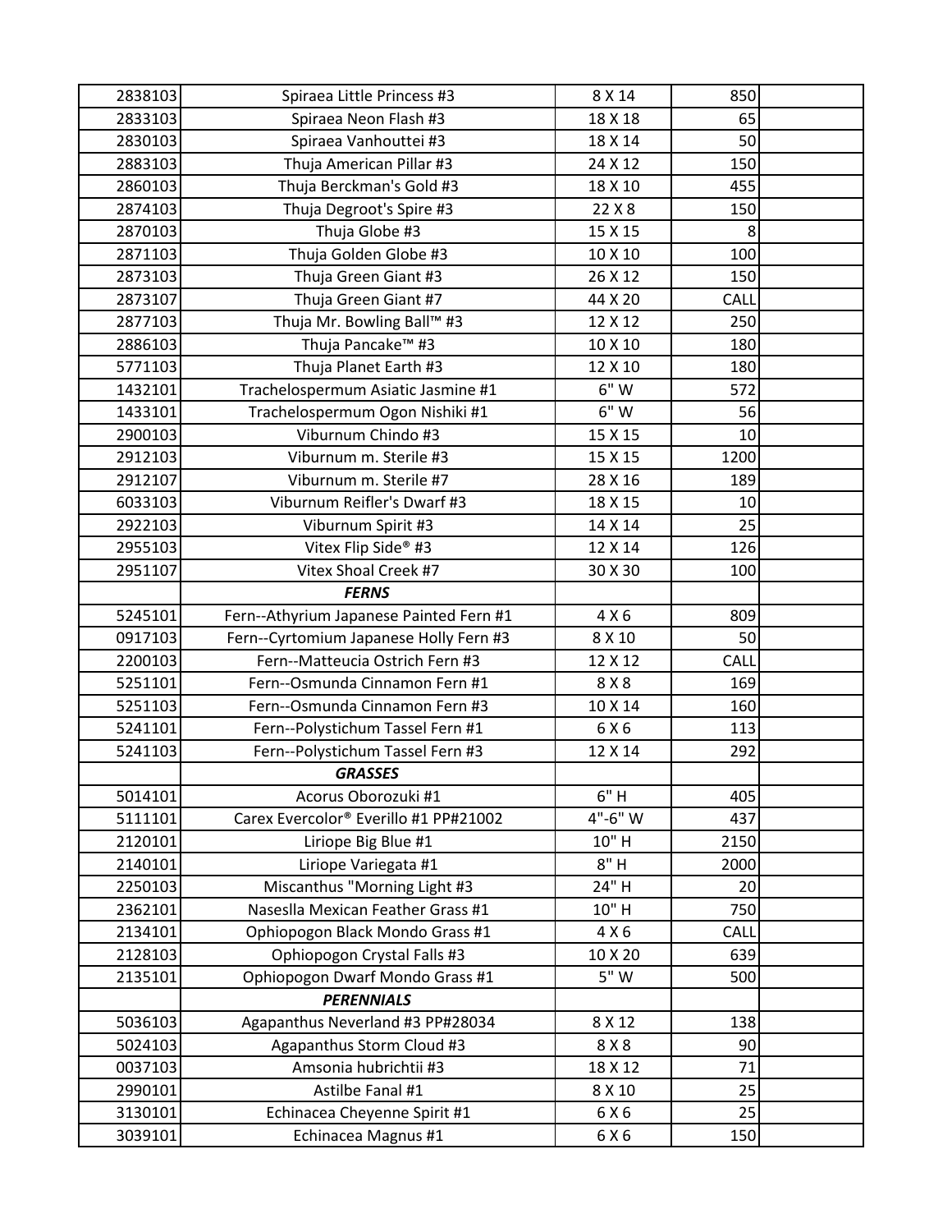| | | | | |
|---|---|---|---|---|
| 2838103 | Spiraea Little Princess #3 | 8 X 14 | 850 | |
| 2833103 | Spiraea Neon Flash #3 | 18 X 18 | 65 | |
| 2830103 | Spiraea Vanhouttei #3 | 18 X 14 | 50 | |
| 2883103 | Thuja American Pillar #3 | 24 X 12 | 150 | |
| 2860103 | Thuja Berckman's Gold #3 | 18 X 10 | 455 | |
| 2874103 | Thuja Degroot's Spire #3 | 22 X 8 | 150 | |
| 2870103 | Thuja Globe #3 | 15 X 15 | 8 | |
| 2871103 | Thuja Golden Globe #3 | 10 X 10 | 100 | |
| 2873103 | Thuja Green Giant #3 | 26 X 12 | 150 | |
| 2873107 | Thuja Green Giant #7 | 44 X 20 | CALL | |
| 2877103 | Thuja Mr. Bowling Ball™ #3 | 12 X 12 | 250 | |
| 2886103 | Thuja Pancake™ #3 | 10 X 10 | 180 | |
| 5771103 | Thuja Planet Earth #3 | 12 X 10 | 180 | |
| 1432101 | Trachelospermum Asiatic Jasmine #1 | 6" W | 572 | |
| 1433101 | Trachelospermum Ogon Nishiki #1 | 6" W | 56 | |
| 2900103 | Viburnum Chindo #3 | 15 X 15 | 10 | |
| 2912103 | Viburnum m. Sterile #3 | 15 X 15 | 1200 | |
| 2912107 | Viburnum m. Sterile #7 | 28 X 16 | 189 | |
| 6033103 | Viburnum Reifler's Dwarf #3 | 18 X 15 | 10 | |
| 2922103 | Viburnum Spirit #3 | 14 X 14 | 25 | |
| 2955103 | Vitex Flip Side® #3 | 12 X 14 | 126 | |
| 2951107 | Vitex Shoal Creek #7 | 30 X 30 | 100 | |
| | ***FERNS*** | | | |
| 5245101 | Fern--Athyrium Japanese Painted Fern #1 | 4 X 6 | 809 | |
| 0917103 | Fern--Cyrtomium Japanese Holly Fern #3 | 8 X 10 | 50 | |
| 2200103 | Fern--Matteucia Ostrich Fern #3 | 12 X 12 | CALL | |
| 5251101 | Fern--Osmunda Cinnamon Fern #1 | 8 X 8 | 169 | |
| 5251103 | Fern--Osmunda Cinnamon Fern #3 | 10 X 14 | 160 | |
| 5241101 | Fern--Polystichum Tassel Fern #1 | 6 X 6 | 113 | |
| 5241103 | Fern--Polystichum Tassel Fern #3 | 12 X 14 | 292 | |
| | ***GRASSES*** | | | |
| 5014101 | Acorus Oborozuki #1 | 6" H | 405 | |
| 5111101 | Carex Evercolor® Everillo #1 PP#21002 | 4"-6" W | 437 | |
| 2120101 | Liriope Big Blue #1 | 10" H | 2150 | |
| 2140101 | Liriope Variegata #1 | 8" H | 2000 | |
| 2250103 | Miscanthus "Morning Light #3 | 24" H | 20 | |
| 2362101 | Naseslla Mexican Feather Grass #1 | 10" H | 750 | |
| 2134101 | Ophiopogon Black Mondo Grass #1 | 4 X 6 | CALL | |
| 2128103 | Ophiopogon Crystal Falls #3 | 10 X 20 | 639 | |
| 2135101 | Ophiopogon Dwarf Mondo Grass #1 | 5" W | 500 | |
| | ***PERENNIALS*** | | | |
| 5036103 | Agapanthus Neverland #3 PP#28034 | 8 X 12 | 138 | |
| 5024103 | Agapanthus Storm Cloud #3 | 8 X 8 | 90 | |
| 0037103 | Amsonia hubrichtii #3 | 18 X 12 | 71 | |
| 2990101 | Astilbe Fanal #1 | 8 X 10 | 25 | |
| 3130101 | Echinacea Cheyenne Spirit #1 | 6 X 6 | 25 | |
| 3039101 | Echinacea Magnus #1 | 6 X 6 | 150 | |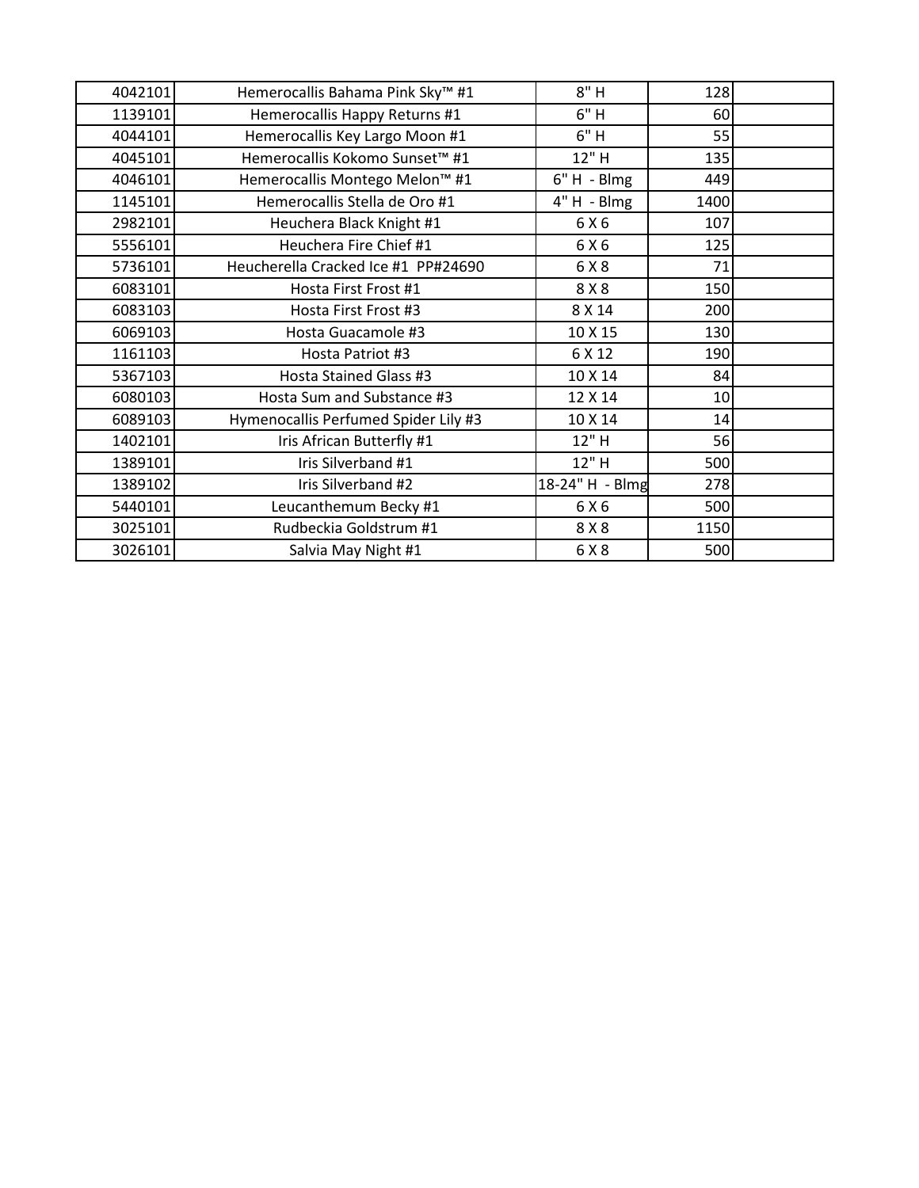| | | | | |
|---|---|---|---|---|
| 4042101 | Hemerocallis Bahama Pink Sky™ #1 | 8" H | 128 | |
| 1139101 | Hemerocallis Happy Returns #1 | 6" H | 60 | |
| 4044101 | Hemerocallis Key Largo Moon #1 | 6" H | 55 | |
| 4045101 | Hemerocallis Kokomo Sunset™ #1 | 12" H | 135 | |
| 4046101 | Hemerocallis Montego Melon™ #1 | 6" H - Blmg | 449 | |
| 1145101 | Hemerocallis Stella de Oro #1 | 4" H - Blmg | 1400 | |
| 2982101 | Heuchera Black Knight #1 | 6 X 6 | 107 | |
| 5556101 | Heuchera Fire Chief #1 | 6 X 6 | 125 | |
| 5736101 | Heucherella Cracked Ice #1 PP#24690 | 6 X 8 | 71 | |
| 6083101 | Hosta First Frost #1 | 8 X 8 | 150 | |
| 6083103 | Hosta First Frost #3 | 8 X 14 | 200 | |
| 6069103 | Hosta Guacamole #3 | 10 X 15 | 130 | |
| 1161103 | Hosta Patriot #3 | 6 X 12 | 190 | |
| 5367103 | Hosta Stained Glass #3 | 10 X 14 | 84 | |
| 6080103 | Hosta Sum and Substance #3 | 12 X 14 | 10 | |
| 6089103 | Hymenocallis Perfumed Spider Lily #3 | 10 X 14 | 14 | |
| 1402101 | Iris African Butterfly #1 | 12" H | 56 | |
| 1389101 | Iris Silverband #1 | 12" H | 500 | |
| 1389102 | Iris Silverband #2 | 18-24" H - Blmg | 278 | |
| 5440101 | Leucanthemum Becky #1 | 6 X 6 | 500 | |
| 3025101 | Rudbeckia Goldstrum #1 | 8 X 8 | 1150 | |
| 3026101 | Salvia May Night #1 | 6 X 8 | 500 | |